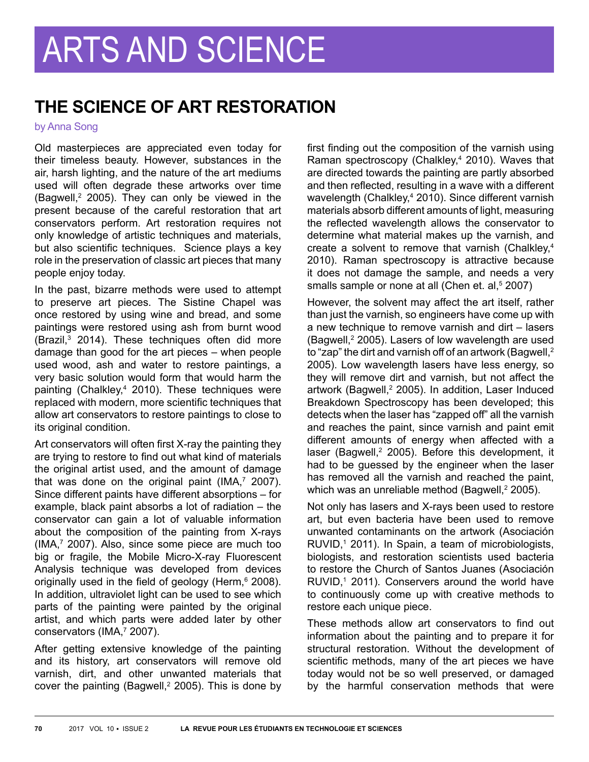# ARTS AND SCIENCE

## THE SCIENCE OF ART RESTORATION

by Anna Song

Old masterpieces are appreciated even today for their timeless beauty. However, substances in the air, harsh lighting, and the nature of the art mediums used will often degrade these artworks over time (Bagwell,[2] 2005). They can only be viewed in the present because of the careful restoration that art conservators perform. Art restoration requires not only knowledge of artistic techniques and materials, but also scientific techniques. Science plays a key role in the preservation of classic art pieces that many people enjoy today.

In the past, bizarre methods were used to attempt to preserve art pieces. The Sistine Chapel was once restored by using wine and bread, and some paintings were restored using ash from burnt wood (Brazil,[3] 2014). These techniques often did more damage than good for the art pieces – when people used wood, ash and water to restore paintings, a very basic solution would form that would harm the painting (Chalkley,[4] 2010). These techniques were replaced with modern, more scientific techniques that allow art conservators to restore paintings to close to its original condition.

Art conservators will often first X-ray the painting they are trying to restore to find out what kind of materials the original artist used, and the amount of damage that was done on the original paint (IMA,[7] 2007). Since different paints have different absorptions – for example, black paint absorbs a lot of radiation – the conservator can gain a lot of valuable information about the composition of the painting from X-rays (IMA,[7] 2007). Also, since some piece are much too big or fragile, the Mobile Micro-X-ray Fluorescent Analysis technique was developed from devices originally used in the field of geology (Herm,[6] 2008). In addition, ultraviolet light can be used to see which parts of the painting were painted by the original artist, and which parts were added later by other conservators (IMA,[7] 2007).

After getting extensive knowledge of the painting and its history, art conservators will remove old varnish, dirt, and other unwanted materials that cover the painting (Bagwell,[2] 2005). This is done by first finding out the composition of the varnish using Raman spectroscopy (Chalkley,[4] 2010). Waves that are directed towards the painting are partly absorbed and then reflected, resulting in a wave with a different wavelength (Chalkley,[4] 2010). Since different varnish materials absorb different amounts of light, measuring the reflected wavelength allows the conservator to determine what material makes up the varnish, and create a solvent to remove that varnish (Chalkley,[4] 2010). Raman spectroscopy is attractive because it does not damage the sample, and needs a very smalls sample or none at all (Chen et. al,[5] 2007)

However, the solvent may affect the art itself, rather than just the varnish, so engineers have come up with a new technique to remove varnish and dirt – lasers (Bagwell,[2] 2005). Lasers of low wavelength are used to "zap" the dirt and varnish off of an artwork (Bagwell,[2] 2005). Low wavelength lasers have less energy, so they will remove dirt and varnish, but not affect the artwork (Bagwell,[2] 2005). In addition, Laser Induced Breakdown Spectroscopy has been developed; this detects when the laser has "zapped off" all the varnish and reaches the paint, since varnish and paint emit different amounts of energy when affected with a laser (Bagwell,[2] 2005). Before this development, it had to be guessed by the engineer when the laser has removed all the varnish and reached the paint, which was an unreliable method (Bagwell,[2] 2005).

Not only has lasers and X-rays been used to restore art, but even bacteria have been used to remove unwanted contaminants on the artwork (Asociación RUVID,[1] 2011). In Spain, a team of microbiologists, biologists, and restoration scientists used bacteria to restore the Church of Santos Juanes (Asociación RUVID,[1] 2011). Conservers around the world have to continuously come up with creative methods to restore each unique piece.

These methods allow art conservators to find out information about the painting and to prepare it for structural restoration. Without the development of scientific methods, many of the art pieces we have today would not be so well preserved, or damaged by the harmful conservation methods that were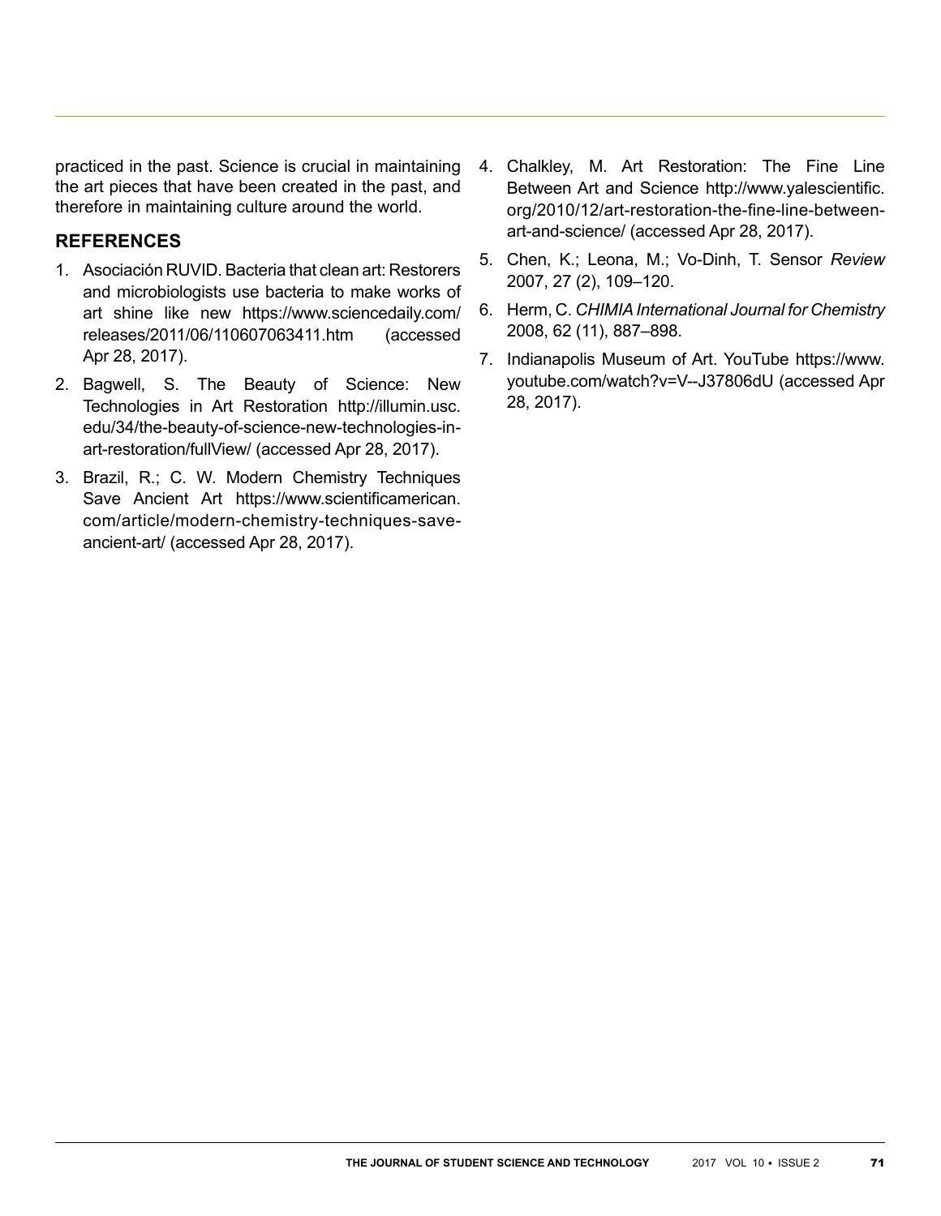practiced in the past. Science is crucial in maintaining the art pieces that have been created in the past, and therefore in maintaining culture around the world.

## REFERENCES

1. Asociación RUVID. Bacteria that clean art: Restorers and microbiologists use bacteria to make works of art shine like new https://www.sciencedaily.com/releases/2011/06/110607063411.htm (accessed Apr 28, 2017).
2. Bagwell, S. The Beauty of Science: New Technologies in Art Restoration http://illumin.usc.edu/34/the-beauty-of-science-new-technologies-in-art-restoration/fullView/ (accessed Apr 28, 2017).
3. Brazil, R.; C. W. Modern Chemistry Techniques Save Ancient Art https://www.scientificamerican.com/article/modern-chemistry-techniques-save-ancient-art/ (accessed Apr 28, 2017).
4. Chalkley, M. Art Restoration: The Fine Line Between Art and Science http://www.yalescientific.org/2010/12/art-restoration-the-fine-line-between-art-and-science/ (accessed Apr 28, 2017).
5. Chen, K.; Leona, M.; Vo-Dinh, T. Sensor *Review* 2007, 27 (2), 109–120.
6. Herm, C. *CHIMIA International Journal for Chemistry* 2008, 62 (11), 887–898.
7. Indianapolis Museum of Art. YouTube https://www.youtube.com/watch?v=V--J37806dU (accessed Apr 28, 2017).